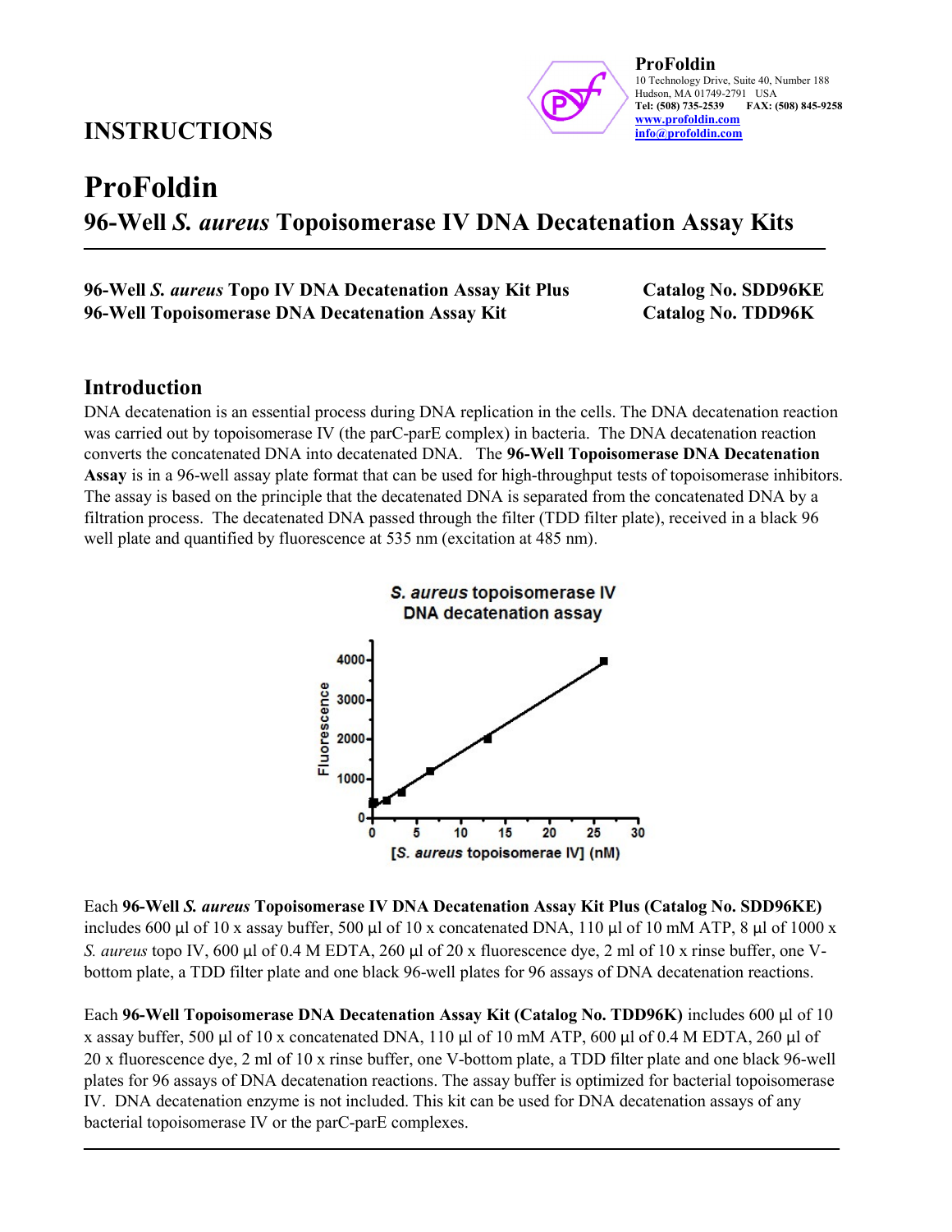**INSTRUCTIONS**

**ProFoldin**
10 Technology Drive, Suite 40, Number 188
Hudson, MA 01749-2791 USA
**Tel: (508) 735-2539 FAX: (508) 845-9258**
**www.profoldin.com**
**info@profoldin.com**

# ProFoldin

## 96-Well *S. aureus* Topoisomerase IV DNA Decatenation Assay Kits

| | |
|---|---|
| **96-Well *S. aureus* Topo IV DNA Decatenation Assay Kit Plus** | **Catalog No. SDD96KE** |
| **96-Well Topoisomerase DNA Decatenation Assay Kit** | **Catalog No. TDD96K** |

## Introduction

DNA decatenation is an essential process during DNA replication in the cells. The DNA decatenation reaction was carried out by topoisomerase IV (the parC-parE complex) in bacteria. The DNA decatenation reaction converts the concatenated DNA into decatenated DNA. The **96-Well Topoisomerase DNA Decatenation Assay** is in a 96-well assay plate format that can be used for high-throughput tests of topoisomerase inhibitors. The assay is based on the principle that the decatenated DNA is separated from the concatenated DNA by a filtration process. The decatenated DNA passed through the filter (TDD filter plate), received in a black 96 well plate and quantified by fluorescence at 535 nm (excitation at 485 nm).

*S. aureus* topoisomerase IV DNA decatenation assay

Each **96-Well *S. aureus* Topoisomerase IV DNA Decatenation Assay Kit Plus (Catalog No. SDD96KE)** includes 600 µl of 10 x assay buffer, 500 µl of 10 x concatenated DNA, 110 µl of 10 mM ATP, 8 µl of 1000 x *S. aureus* topo IV, 600 µl of 0.4 M EDTA, 260 µl of 20 x fluorescence dye, 2 ml of 10 x rinse buffer, one V-bottom plate, a TDD filter plate and one black 96-well plates for 96 assays of DNA decatenation reactions.

Each **96-Well Topoisomerase DNA Decatenation Assay Kit (Catalog No. TDD96K)** includes 600 µl of 10 x assay buffer, 500 µl of 10 x concatenated DNA, 110 µl of 10 mM ATP, 600 µl of 0.4 M EDTA, 260 µl of 20 x fluorescence dye, 2 ml of 10 x rinse buffer, one V-bottom plate, a TDD filter plate and one black 96-well plates for 96 assays of DNA decatenation reactions. The assay buffer is optimized for bacterial topoisomerase IV. DNA decatenation enzyme is not included. This kit can be used for DNA decatenation assays of any bacterial topoisomerase IV or the parC-parE complexes.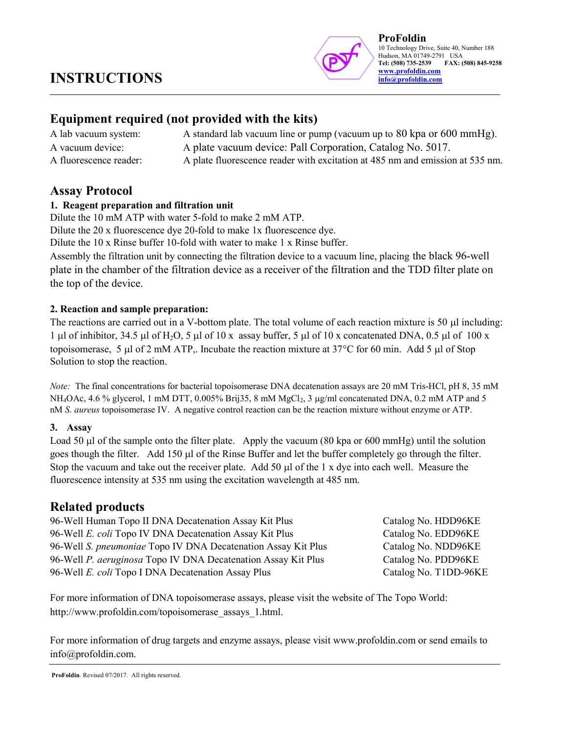# INSTRUCTIONS

**ProFoldin**
10 Technology Drive, Suite 40, Number 188
Hudson, MA 01749-2791 USA
**Tel: (508) 735-2539 FAX: (508) 845-9258**
**www.profoldin.com**
**info@profoldin.com**

## Equipment required (not provided with the kits)

| | |
|---|---|
| A lab vacuum system: | A standard lab vacuum line or pump (vacuum up to 80 kpa or 600 mmHg). |
| A vacuum device: | A plate vacuum device: Pall Corporation, Catalog No. 5017. |
| A fluorescence reader: | A plate fluorescence reader with excitation at 485 nm and emission at 535 nm. |

## Assay Protocol

### 1. Reagent preparation and filtration unit

Dilute the 10 mM ATP with water 5-fold to make 2 mM ATP.
Dilute the 20 x fluorescence dye 20-fold to make 1x fluorescence dye.
Dilute the 10 x Rinse buffer 10-fold with water to make 1 x Rinse buffer.
Assembly the filtration unit by connecting the filtration device to a vacuum line, placing the black 96-well plate in the chamber of the filtration device as a receiver of the filtration and the TDD filter plate on the top of the device.

### 2. Reaction and sample preparation:

The reactions are carried out in a V-bottom plate. The total volume of each reaction mixture is 50 µl including: 1 µl of inhibitor, 34.5 µl of $H_2O$, 5 µl of 10 x assay buffer, 5 µl of 10 x concatenated DNA, 0.5 µl of 100 x topoisomerase, 5 µl of 2 mM ATP,. Incubate the reaction mixture at 37°C for 60 min. Add 5 µl of Stop Solution to stop the reaction.

*Note:* The final concentrations for bacterial topoisomerase DNA decatenation assays are 20 mM Tris-HCl, pH 8, 35 mM $NH_4OAc$, 4.6 % glycerol, 1 mM DTT, 0.005% Brij35, 8 mM $MgCl_2$, 3 µg/ml concatenated DNA, 0.2 mM ATP and 5 nM *S. aureus* topoisomerase IV. A negative control reaction can be the reaction mixture without enzyme or ATP.

### 3. Assay

Load 50 µl of the sample onto the filter plate. Apply the vacuum (80 kpa or 600 mmHg) until the solution goes though the filter. Add 150 µl of the Rinse Buffer and let the buffer completely go through the filter. Stop the vacuum and take out the receiver plate. Add 50 µl of the 1 x dye into each well. Measure the fluorescence intensity at 535 nm using the excitation wavelength at 485 nm.

## Related products

| | |
|---|---|
| 96-Well Human Topo II DNA Decatenation Assay Kit Plus | Catalog No. HDD96KE |
| 96-Well *E. coli* Topo IV DNA Decatenation Assay Kit Plus | Catalog No. EDD96KE |
| 96-Well *S. pneumoniae* Topo IV DNA Decatenation Assay Kit Plus | Catalog No. NDD96KE |
| 96-Well *P. aeruginosa* Topo IV DNA Decatenation Assay Kit Plus | Catalog No. PDD96KE |
| 96-Well *E. coli* Topo I DNA Decatenation Assay Plus | Catalog No. T1DD-96KE |

For more information of DNA topoisomerase assays, please visit the website of The Topo World: http://www.profoldin.com/topoisomerase_assays_1.html.

For more information of drug targets and enzyme assays, please visit www.profoldin.com or send emails to info@profoldin.com.

**ProFoldin**. Revised 07/2017. All rights reserved.